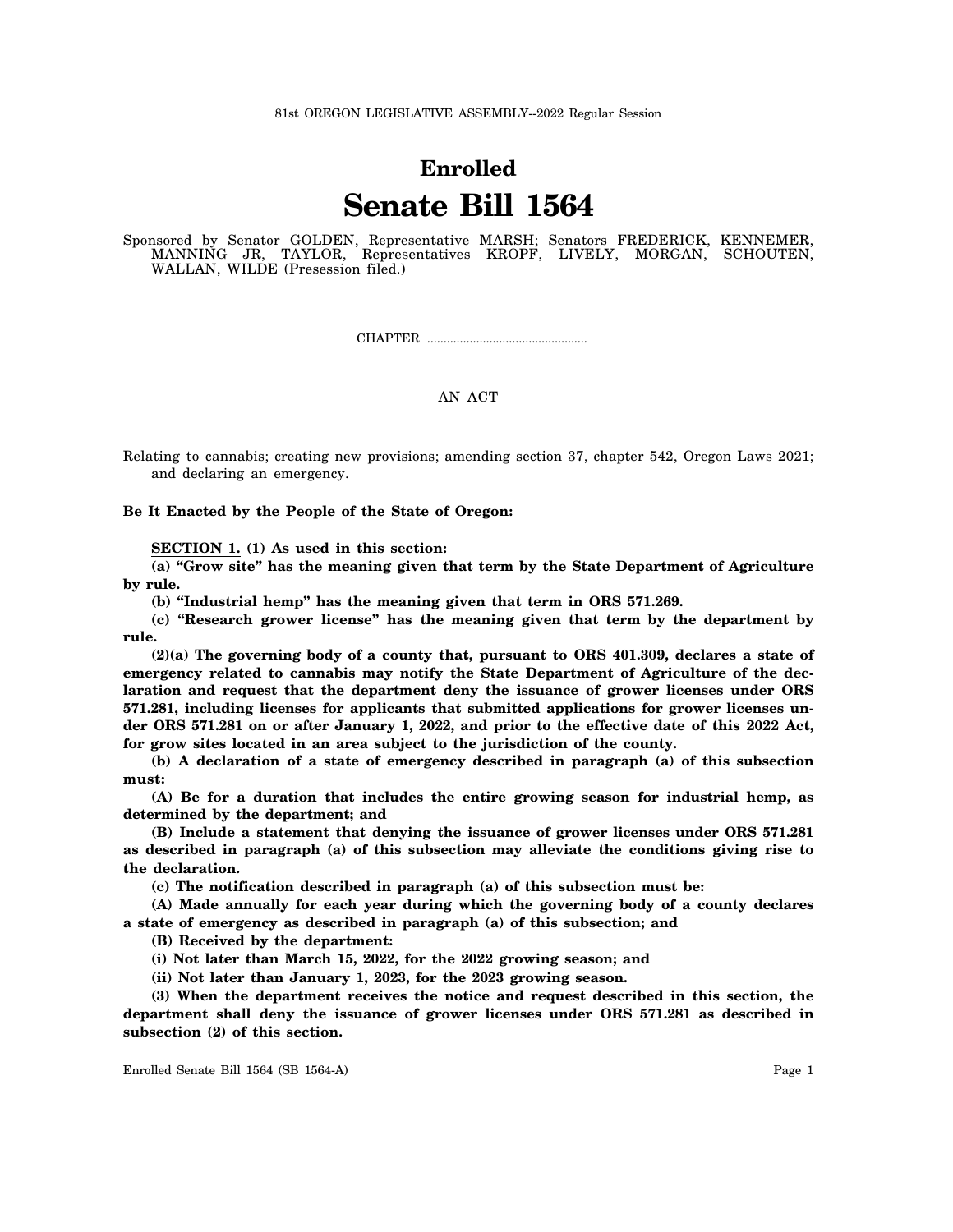81st OREGON LEGISLATIVE ASSEMBLY--2022 Regular Session

# Enrolled
# Senate Bill 1564

Sponsored by Senator GOLDEN, Representative MARSH; Senators FREDERICK, KENNEMER, MANNING JR, TAYLOR, Representatives KROPF, LIVELY, MORGAN, SCHOUTEN, WALLAN, WILDE (Presession filed.)

CHAPTER .................................................

AN ACT

Relating to cannabis; creating new provisions; amending section 37, chapter 542, Oregon Laws 2021; and declaring an emergency.

**Be It Enacted by the People of the State of Oregon:**

**SECTION 1. (1) As used in this section:**

**(a) "Grow site" has the meaning given that term by the State Department of Agriculture by rule.**

**(b) "Industrial hemp" has the meaning given that term in ORS 571.269.**

**(c) "Research grower license" has the meaning given that term by the department by rule.**

**(2)(a) The governing body of a county that, pursuant to ORS 401.309, declares a state of emergency related to cannabis may notify the State Department of Agriculture of the declaration and request that the department deny the issuance of grower licenses under ORS 571.281, including licenses for applicants that submitted applications for grower licenses under ORS 571.281 on or after January 1, 2022, and prior to the effective date of this 2022 Act, for grow sites located in an area subject to the jurisdiction of the county.**

**(b) A declaration of a state of emergency described in paragraph (a) of this subsection must:**

**(A) Be for a duration that includes the entire growing season for industrial hemp, as determined by the department; and**

**(B) Include a statement that denying the issuance of grower licenses under ORS 571.281 as described in paragraph (a) of this subsection may alleviate the conditions giving rise to the declaration.**

**(c) The notification described in paragraph (a) of this subsection must be:**

**(A) Made annually for each year during which the governing body of a county declares a state of emergency as described in paragraph (a) of this subsection; and**

**(B) Received by the department:**

**(i) Not later than March 15, 2022, for the 2022 growing season; and**

**(ii) Not later than January 1, 2023, for the 2023 growing season.**

**(3) When the department receives the notice and request described in this section, the department shall deny the issuance of grower licenses under ORS 571.281 as described in subsection (2) of this section.**

Enrolled Senate Bill 1564 (SB 1564-A)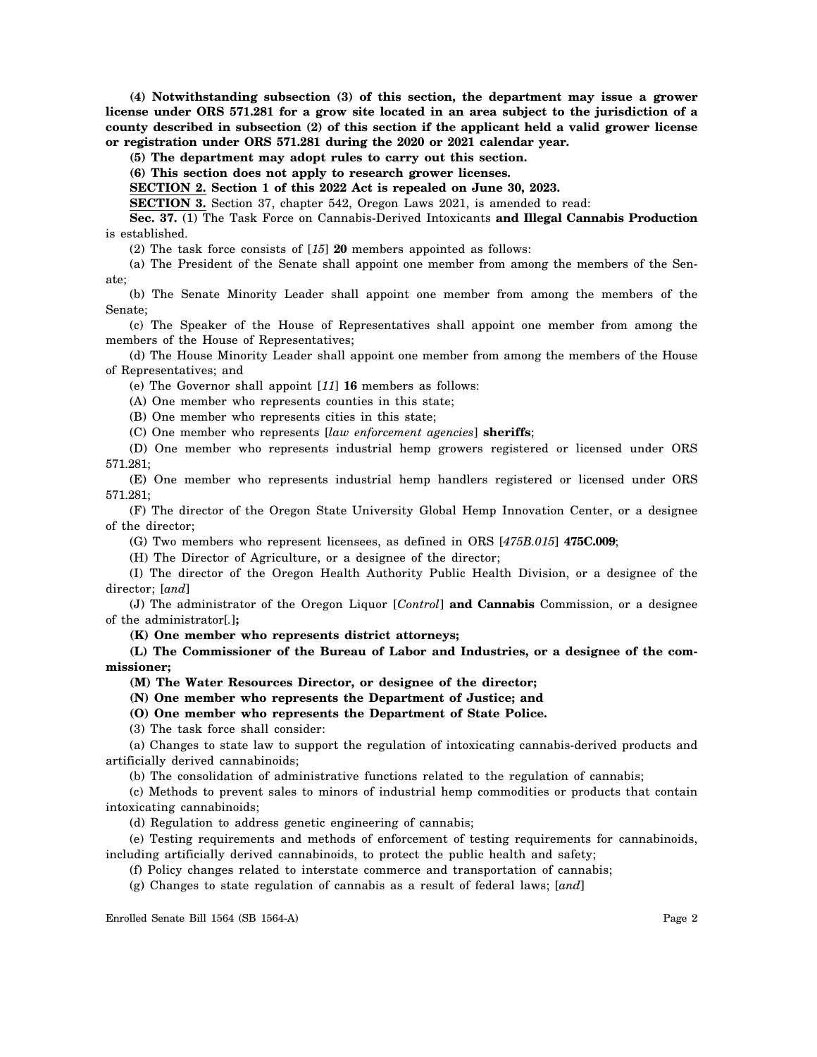**(4) Notwithstanding subsection (3) of this section, the department may issue a grower license under ORS 571.281 for a grow site located in an area subject to the jurisdiction of a county described in subsection (2) of this section if the applicant held a valid grower license or registration under ORS 571.281 during the 2020 or 2021 calendar year.**

**(5) The department may adopt rules to carry out this section.**

**(6) This section does not apply to research grower licenses.**

**SECTION 2. Section 1 of this 2022 Act is repealed on June 30, 2023.**

**SECTION 3.** Section 37, chapter 542, Oregon Laws 2021, is amended to read:

**Sec. 37.** (1) The Task Force on Cannabis-Derived Intoxicants **and Illegal Cannabis Production** is established.

(2) The task force consists of [*15*] **20** members appointed as follows:

(a) The President of the Senate shall appoint one member from among the members of the Senate;

(b) The Senate Minority Leader shall appoint one member from among the members of the Senate;

(c) The Speaker of the House of Representatives shall appoint one member from among the members of the House of Representatives;

(d) The House Minority Leader shall appoint one member from among the members of the House of Representatives; and

(e) The Governor shall appoint [*11*] **16** members as follows:

(A) One member who represents counties in this state;

(B) One member who represents cities in this state;

(C) One member who represents [*law enforcement agencies*] **sheriffs**;

(D) One member who represents industrial hemp growers registered or licensed under ORS 571.281;

(E) One member who represents industrial hemp handlers registered or licensed under ORS 571.281;

(F) The director of the Oregon State University Global Hemp Innovation Center, or a designee of the director;

(G) Two members who represent licensees, as defined in ORS [*475B.015*] **475C.009**;

(H) The Director of Agriculture, or a designee of the director;

(I) The director of the Oregon Health Authority Public Health Division, or a designee of the director; [*and*]

(J) The administrator of the Oregon Liquor [*Control*] **and Cannabis** Commission, or a designee of the administrator[*.*]**;**

**(K) One member who represents district attorneys;**

**(L) The Commissioner of the Bureau of Labor and Industries, or a designee of the commissioner;**

**(M) The Water Resources Director, or designee of the director;**

**(N) One member who represents the Department of Justice; and**

**(O) One member who represents the Department of State Police.**

(3) The task force shall consider:

(a) Changes to state law to support the regulation of intoxicating cannabis-derived products and artificially derived cannabinoids;

(b) The consolidation of administrative functions related to the regulation of cannabis;

(c) Methods to prevent sales to minors of industrial hemp commodities or products that contain intoxicating cannabinoids;

(d) Regulation to address genetic engineering of cannabis;

(e) Testing requirements and methods of enforcement of testing requirements for cannabinoids, including artificially derived cannabinoids, to protect the public health and safety;

(f) Policy changes related to interstate commerce and transportation of cannabis;

(g) Changes to state regulation of cannabis as a result of federal laws; [*and*]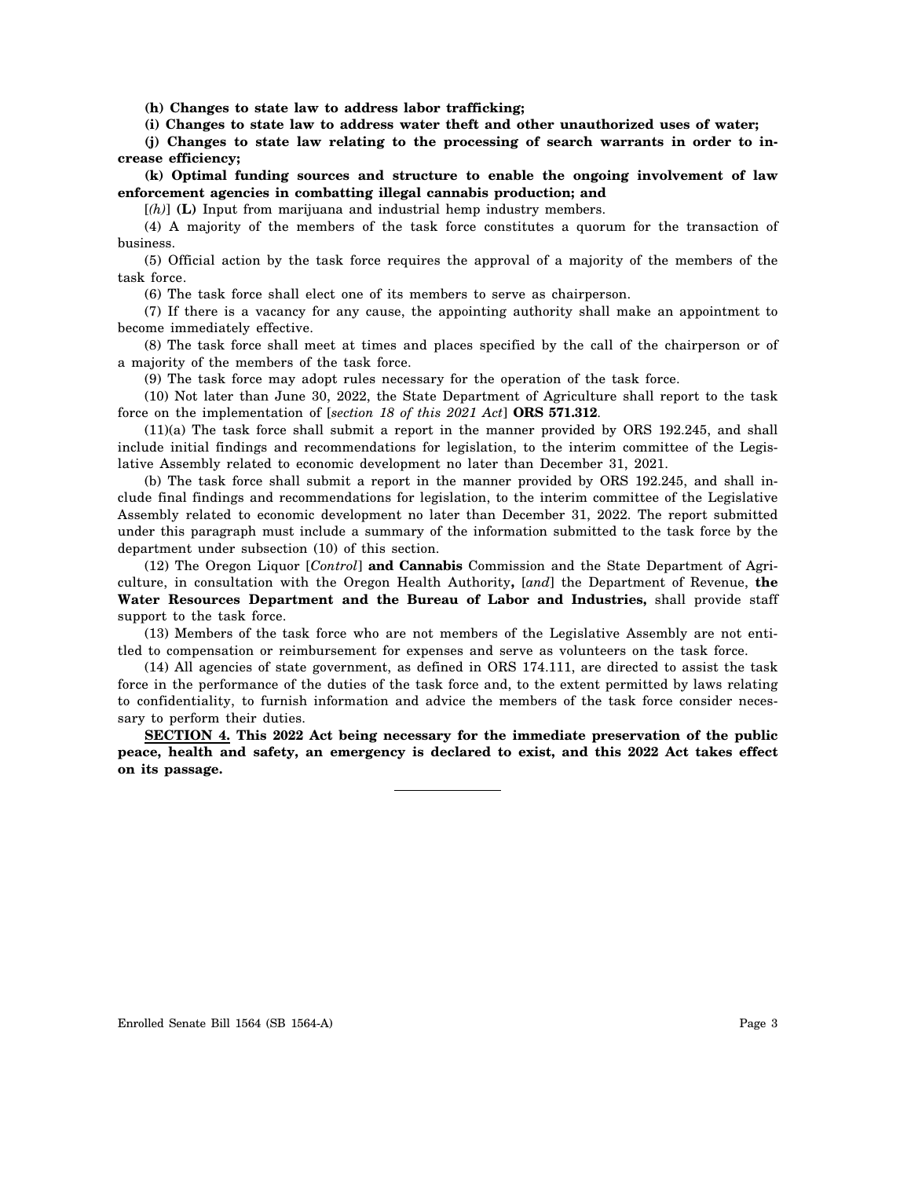**(h) Changes to state law to address labor trafficking;**

**(i) Changes to state law to address water theft and other unauthorized uses of water;**

**(j) Changes to state law relating to the processing of search warrants in order to increase efficiency;**

**(k) Optimal funding sources and structure to enable the ongoing involvement of law enforcement agencies in combatting illegal cannabis production; and**

[*(h)*] **(L)** Input from marijuana and industrial hemp industry members.

(4) A majority of the members of the task force constitutes a quorum for the transaction of business.

(5) Official action by the task force requires the approval of a majority of the members of the task force.

(6) The task force shall elect one of its members to serve as chairperson.

(7) If there is a vacancy for any cause, the appointing authority shall make an appointment to become immediately effective.

(8) The task force shall meet at times and places specified by the call of the chairperson or of a majority of the members of the task force.

(9) The task force may adopt rules necessary for the operation of the task force.

(10) Not later than June 30, 2022, the State Department of Agriculture shall report to the task force on the implementation of [*section 18 of this 2021 Act*] **ORS 571.312**.

(11)(a) The task force shall submit a report in the manner provided by ORS 192.245, and shall include initial findings and recommendations for legislation, to the interim committee of the Legislative Assembly related to economic development no later than December 31, 2021.

(b) The task force shall submit a report in the manner provided by ORS 192.245, and shall include final findings and recommendations for legislation, to the interim committee of the Legislative Assembly related to economic development no later than December 31, 2022. The report submitted under this paragraph must include a summary of the information submitted to the task force by the department under subsection (10) of this section.

(12) The Oregon Liquor [*Control*] **and Cannabis** Commission and the State Department of Agriculture, in consultation with the Oregon Health Authority**,** [*and*] the Department of Revenue, **the Water Resources Department and the Bureau of Labor and Industries,** shall provide staff support to the task force.

(13) Members of the task force who are not members of the Legislative Assembly are not entitled to compensation or reimbursement for expenses and serve as volunteers on the task force.

(14) All agencies of state government, as defined in ORS 174.111, are directed to assist the task force in the performance of the duties of the task force and, to the extent permitted by laws relating to confidentiality, to furnish information and advice the members of the task force consider necessary to perform their duties.

**SECTION 4. This 2022 Act being necessary for the immediate preservation of the public peace, health and safety, an emergency is declared to exist, and this 2022 Act takes effect on its passage.**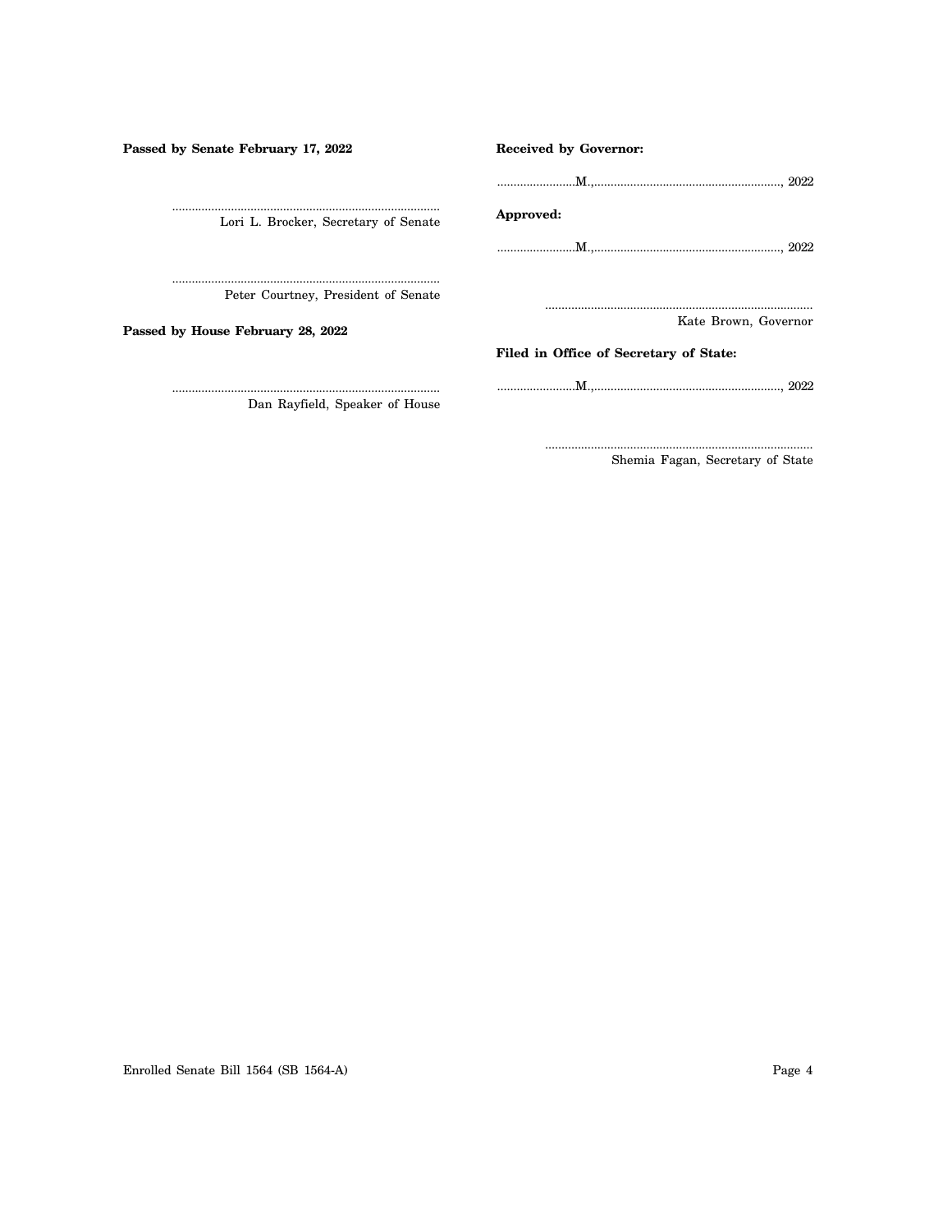**Passed by Senate February 17, 2022**

..................................................................................
Lori L. Brocker, Secretary of Senate

..................................................................................
Peter Courtney, President of Senate

**Passed by House February 28, 2022**

..................................................................................
Dan Rayfield, Speaker of House

**Received by Governor:**

........................M.,.........................................................., 2022

**Approved:**

........................M.,.........................................................., 2022

..................................................................................
Kate Brown, Governor

**Filed in Office of Secretary of State:**

........................M.,.........................................................., 2022

..................................................................................
Shemia Fagan, Secretary of State